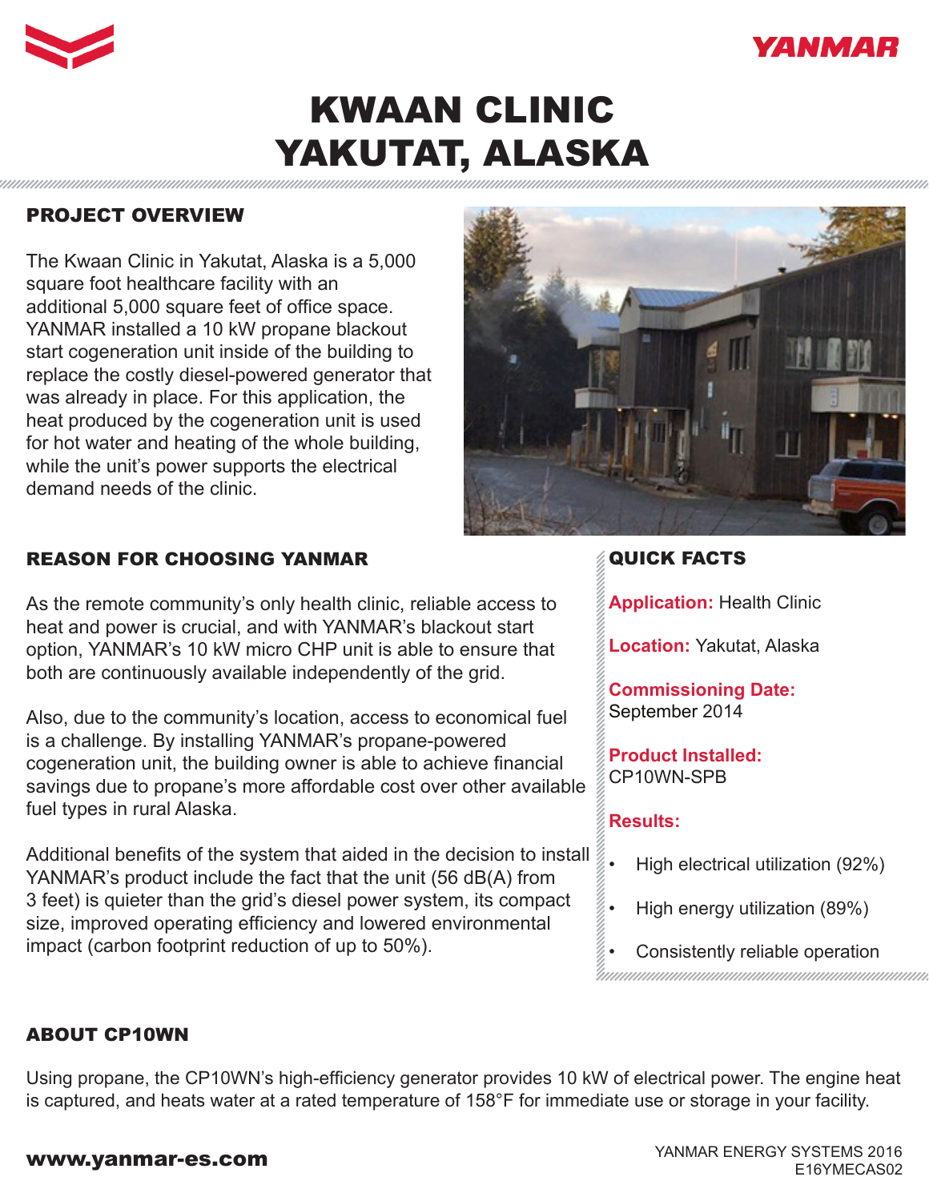# KWAAN CLINIC YAKUTAT, ALASKA

## PROJECT OVERVIEW

The Kwaan Clinic in Yakutat, Alaska is a 5,000 square foot healthcare facility with an additional 5,000 square feet of office space. YANMAR installed a 10 kW propane blackout start cogeneration unit inside of the building to replace the costly diesel-powered generator that was already in place. For this application, the heat produced by the cogeneration unit is used for hot water and heating of the whole building, while the unit's power supports the electrical demand needs of the clinic.

## REASON FOR CHOOSING YANMAR

As the remote community's only health clinic, reliable access to heat and power is crucial, and with YANMAR's blackout start option, YANMAR's 10 kW micro CHP unit is able to ensure that both are continuously available independently of the grid.

Also, due to the community's location, access to economical fuel is a challenge. By installing YANMAR's propane-powered cogeneration unit, the building owner is able to achieve financial savings due to propane's more affordable cost over other available fuel types in rural Alaska.

Additional benefits of the system that aided in the decision to install YANMAR's product include the fact that the unit (56 dB(A) from 3 feet) is quieter than the grid's diesel power system, its compact size, improved operating efficiency and lowered environmental impact (carbon footprint reduction of up to 50%).

## QUICK FACTS

**Application:** Health Clinic

**Location:** Yakutat, Alaska

**Commissioning Date:** September 2014

**Product Installed:** CP10WN-SPB

**Results:**

- High electrical utilization (92%)
- High energy utilization (89%)
- Consistently reliable operation

## ABOUT CP10WN

Using propane, the CP10WN's high-efficiency generator provides 10 kW of electrical power. The engine heat is captured, and heats water at a rated temperature of 158°F for immediate use or storage in your facility.

www.yanmar-es.com

YANMAR ENERGY SYSTEMS 2016
E16YMECAS02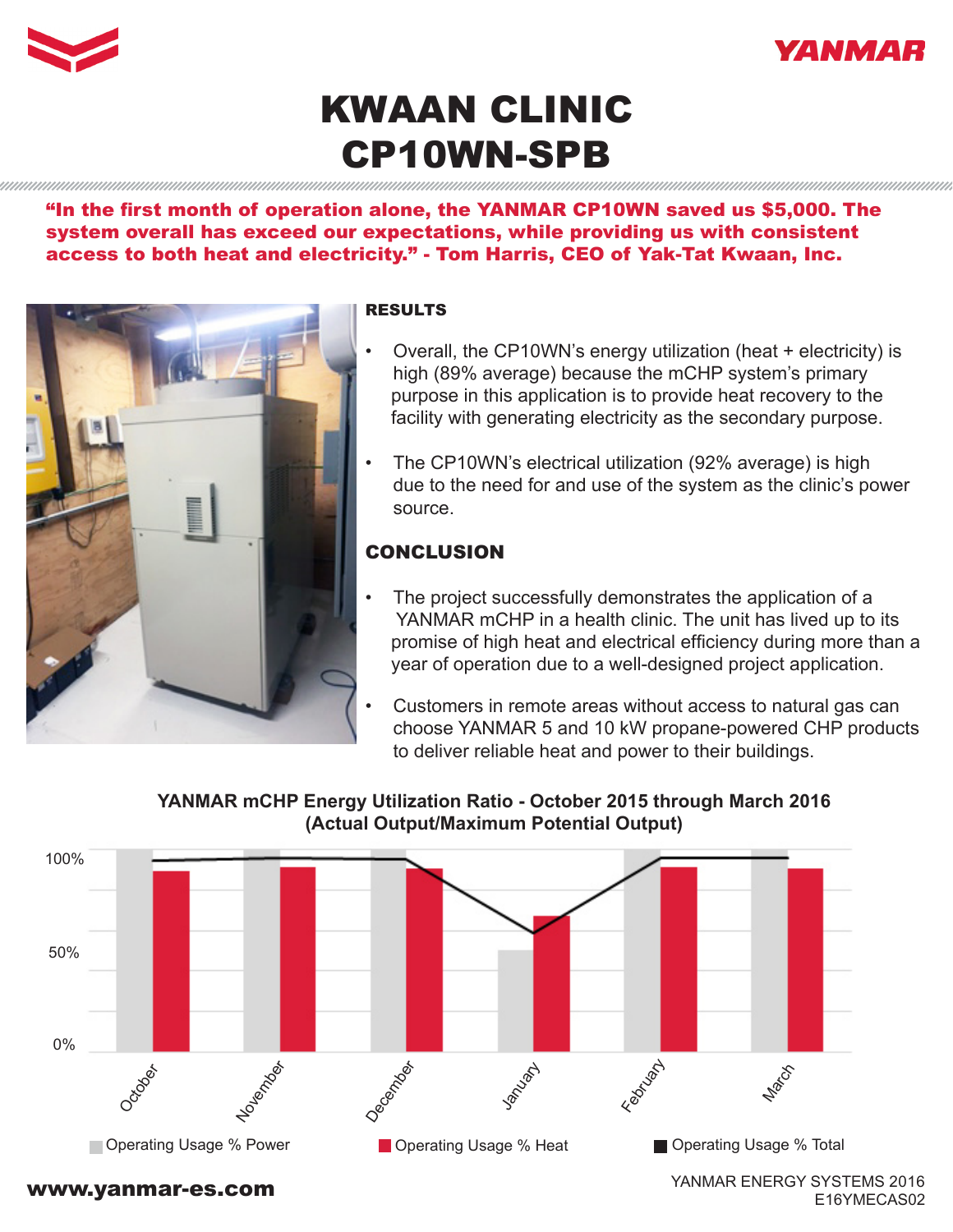# KWAAN CLINIC
# CP10WN-SPB

**"In the first month of operation alone, the YANMAR CP10WN saved us $5,000. The system overall has exceed our expectations, while providing us with consistent access to both heat and electricity." - Tom Harris, CEO of Yak-Tat Kwaan, Inc.**

## RESULTS

- Overall, the CP10WN's energy utilization (heat + electricity) is high (89% average) because the mCHP system's primary purpose in this application is to provide heat recovery to the facility with generating electricity as the secondary purpose.
- The CP10WN's electrical utilization (92% average) is high due to the need for and use of the system as the clinic's power source.

## CONCLUSION

- The project successfully demonstrates the application of a YANMAR mCHP in a health clinic. The unit has lived up to its promise of high heat and electrical efficiency during more than a year of operation due to a well-designed project application.
- Customers in remote areas without access to natural gas can choose YANMAR 5 and 10 kW propane-powered CHP products to deliver reliable heat and power to their buildings.

**YANMAR mCHP Energy Utilization Ratio - October 2015 through March 2016**
**(Actual Output/Maximum Potential Output)**

100%
50%
0%
October
November
December
January
February
March
Operating Usage % Power
Operating Usage % Heat
Operating Usage % Total

**www.yanmar-es.com**

YANMAR ENERGY SYSTEMS 2016
E16YMECAS02